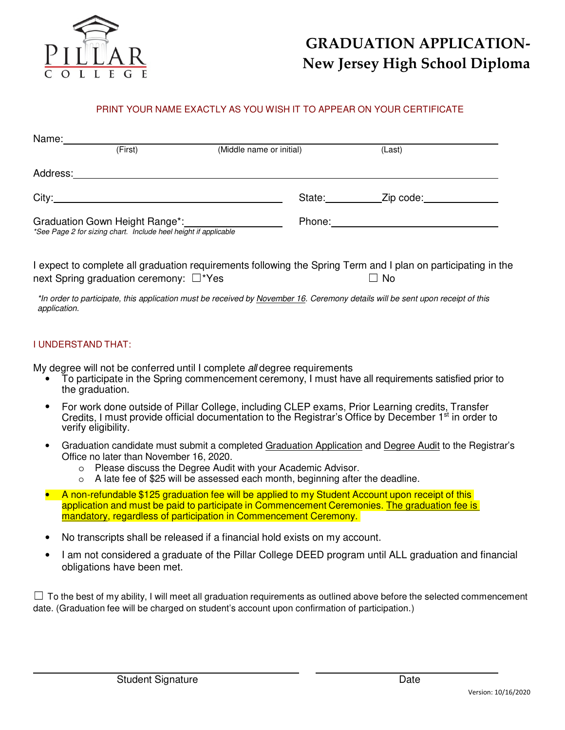PILLAR COLLEGE

# GRADUATION APPLICATION- New Jersey High School Diploma

PRINT YOUR NAME EXACTLY AS YOU WISH IT TO APPEAR ON YOUR CERTIFICATE

Name: ______________________________________________
(First) (Middle name or initial) (Last)

Address: ______________________________________________

City: ______________________ State: __________ Zip code: __________

Graduation Gown Height Range*: ______________ Phone: ______________
*See Page 2 for sizing chart. Include heel height if applicable*

I expect to complete all graduation requirements following the Spring Term and I plan on participating in the next Spring graduation ceremony: ☐*Yes ☐ No

*\*In order to participate, this application must be received by November 16. Ceremony details will be sent upon receipt of this application.*

I UNDERSTAND THAT:

My degree will not be conferred until I complete *all* degree requirements

- To participate in the Spring commencement ceremony, I must have all requirements satisfied prior to the graduation.
- For work done outside of Pillar College, including CLEP exams, Prior Learning credits, Transfer Credits, I must provide official documentation to the Registrar's Office by December 1st in order to verify eligibility.
- Graduation candidate must submit a completed Graduation Application and Degree Audit to the Registrar's Office no later than November 16, 2020.
  - Please discuss the Degree Audit with your Academic Advisor.
  - A late fee of $25 will be assessed each month, beginning after the deadline.
- A non-refundable $125 graduation fee will be applied to my Student Account upon receipt of this application and must be paid to participate in Commencement Ceremonies. The graduation fee is mandatory, regardless of participation in Commencement Ceremony.
- No transcripts shall be released if a financial hold exists on my account.
- I am not considered a graduate of the Pillar College DEED program until ALL graduation and financial obligations have been met.

☐ To the best of my ability, I will meet all graduation requirements as outlined above before the selected commencement date. (Graduation fee will be charged on student's account upon confirmation of participation.)

______________________________ ______________________
Student Signature Date

Version: 10/16/2020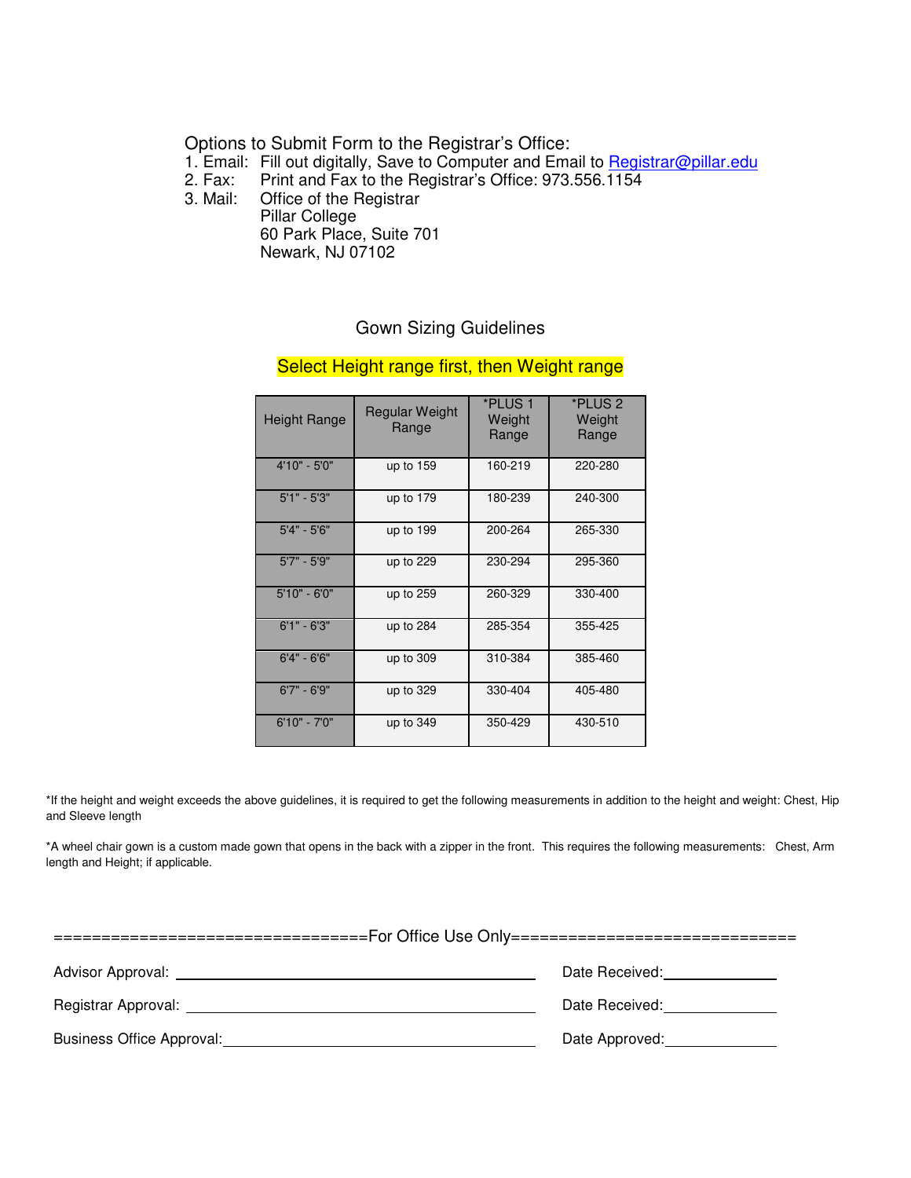Options to Submit Form to the Registrar's Office:

1. Email: Fill out digitally, Save to Computer and Email to [Registrar@pillar.edu](mailto:Registrar@pillar.edu)
2. Fax: Print and Fax to the Registrar's Office: 973.556.1154
3. Mail: Office of the Registrar
   Pillar College
   60 Park Place, Suite 701
   Newark, NJ 07102

## Gown Sizing Guidelines

Select Height range first, then Weight range

| Height Range | Regular Weight Range | *PLUS 1 Weight Range | *PLUS 2 Weight Range |
|---|---|---|---|
| 4'10" - 5'0" | up to 159 | 160-219 | 220-280 |
| 5'1" - 5'3" | up to 179 | 180-239 | 240-300 |
| 5'4" - 5'6" | up to 199 | 200-264 | 265-330 |
| 5'7" - 5'9" | up to 229 | 230-294 | 295-360 |
| 5'10" - 6'0" | up to 259 | 260-329 | 330-400 |
| 6'1" - 6'3" | up to 284 | 285-354 | 355-425 |
| 6'4" - 6'6" | up to 309 | 310-384 | 385-460 |
| 6'7" - 6'9" | up to 329 | 330-404 | 405-480 |
| 6'10" - 7'0" | up to 349 | 350-429 | 430-510 |

*If the height and weight exceeds the above guidelines, it is required to get the following measurements in addition to the height and weight: Chest, Hip and Sleeve length

*A wheel chair gown is a custom made gown that opens in the back with a zipper in the front. This requires the following measurements: Chest, Arm length and Height; if applicable.

================================For Office Use Only=============================

Advisor Approval: ______________________________ Date Received: ____________

Registrar Approval: ______________________________ Date Received: ____________

Business Office Approval: ______________________________ Date Approved: ____________